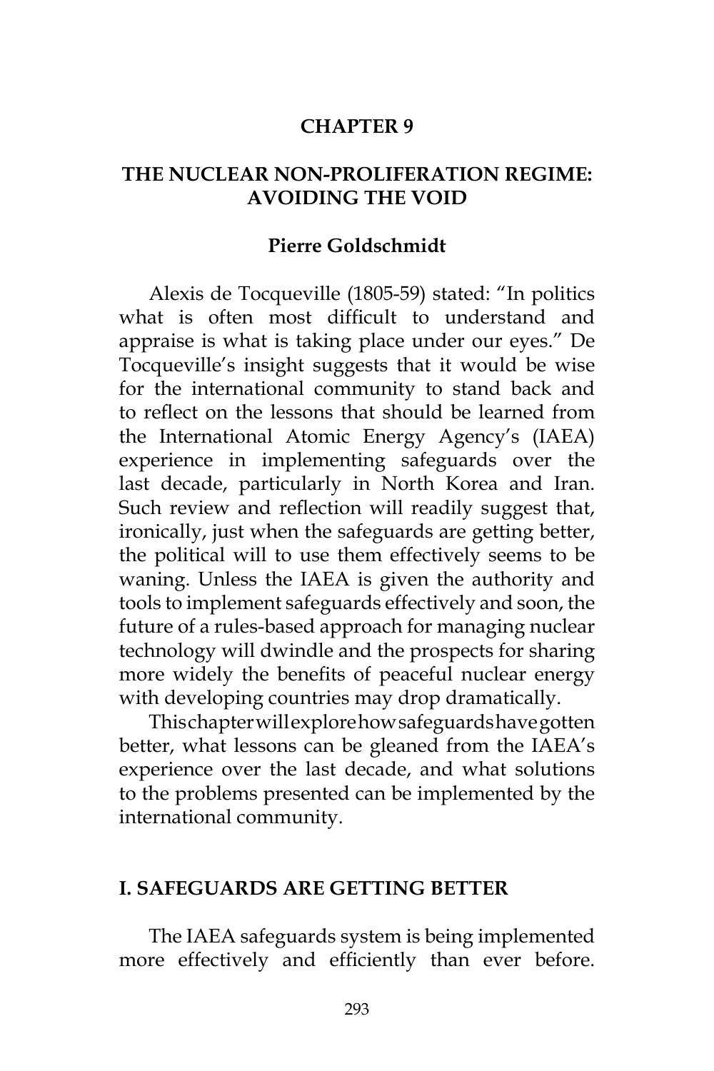# CHAPTER 9

# THE NUCLEAR NON-PROLIFERATION REGIME: AVOIDING THE VOID

**Pierre Goldschmidt**

Alexis de Tocqueville (1805-59) stated: "In politics what is often most difficult to understand and appraise is what is taking place under our eyes." De Tocqueville's insight suggests that it would be wise for the international community to stand back and to reflect on the lessons that should be learned from the International Atomic Energy Agency's (IAEA) experience in implementing safeguards over the last decade, particularly in North Korea and Iran. Such review and reflection will readily suggest that, ironically, just when the safeguards are getting better, the political will to use them effectively seems to be waning. Unless the IAEA is given the authority and tools to implement safeguards effectively and soon, the future of a rules-based approach for managing nuclear technology will dwindle and the prospects for sharing more widely the benefits of peaceful nuclear energy with developing countries may drop dramatically.

This chapter will explore how safeguards have gotten better, what lessons can be gleaned from the IAEA's experience over the last decade, and what solutions to the problems presented can be implemented by the international community.

## I. SAFEGUARDS ARE GETTING BETTER

The IAEA safeguards system is being implemented more effectively and efficiently than ever before.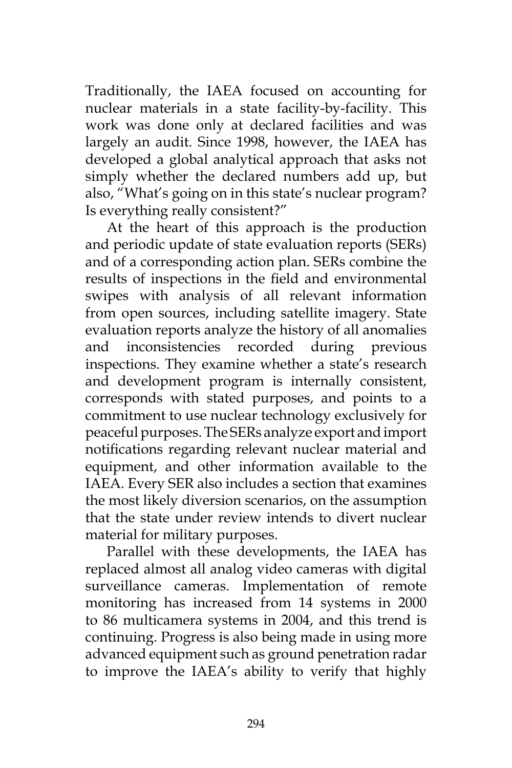Traditionally, the IAEA focused on accounting for nuclear materials in a state facility-by-facility. This work was done only at declared facilities and was largely an audit. Since 1998, however, the IAEA has developed a global analytical approach that asks not simply whether the declared numbers add up, but also, "What's going on in this state's nuclear program? Is everything really consistent?"

At the heart of this approach is the production and periodic update of state evaluation reports (SERs) and of a corresponding action plan. SERs combine the results of inspections in the field and environmental swipes with analysis of all relevant information from open sources, including satellite imagery. State evaluation reports analyze the history of all anomalies and inconsistencies recorded during previous inspections. They examine whether a state's research and development program is internally consistent, corresponds with stated purposes, and points to a commitment to use nuclear technology exclusively for peaceful purposes. The SERs analyze export and import notifications regarding relevant nuclear material and equipment, and other information available to the IAEA. Every SER also includes a section that examines the most likely diversion scenarios, on the assumption that the state under review intends to divert nuclear material for military purposes.

Parallel with these developments, the IAEA has replaced almost all analog video cameras with digital surveillance cameras. Implementation of remote monitoring has increased from 14 systems in 2000 to 86 multicamera systems in 2004, and this trend is continuing. Progress is also being made in using more advanced equipment such as ground penetration radar to improve the IAEA's ability to verify that highly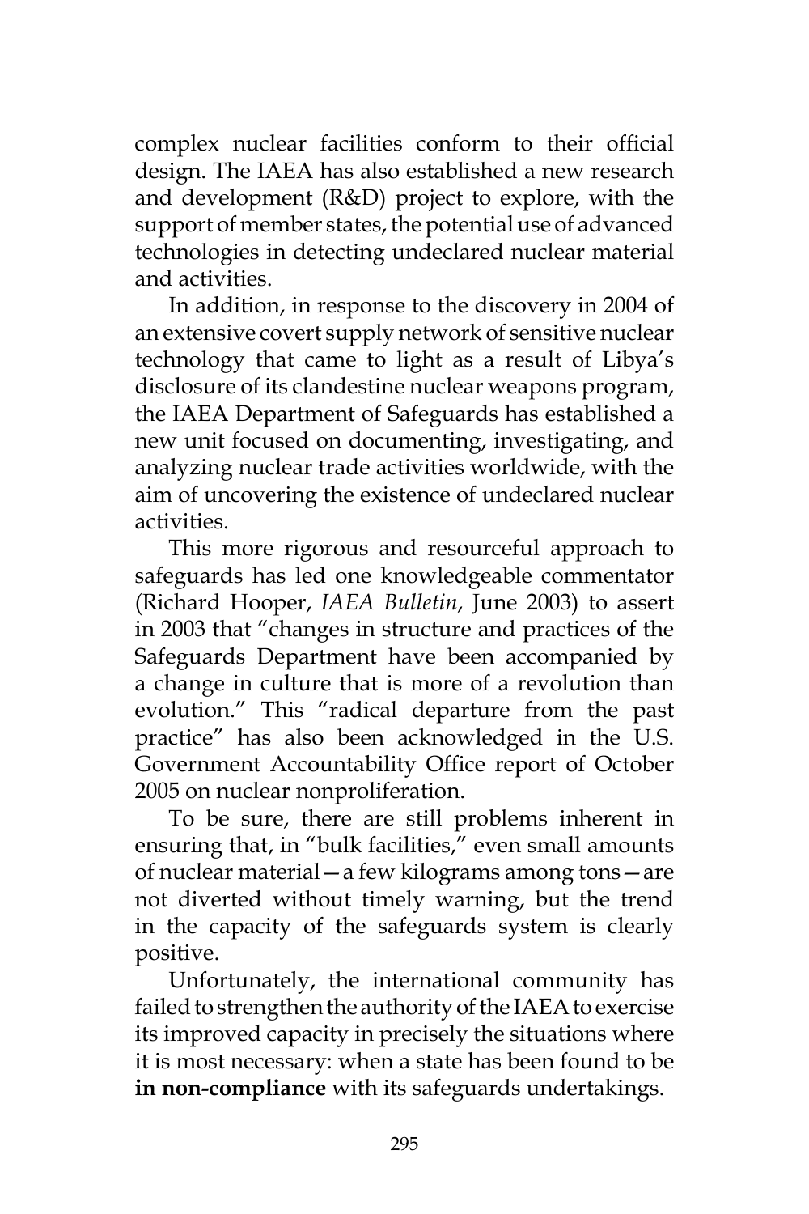complex nuclear facilities conform to their official design. The IAEA has also established a new research and development (R&D) project to explore, with the support of member states, the potential use of advanced technologies in detecting undeclared nuclear material and activities.

In addition, in response to the discovery in 2004 of an extensive covert supply network of sensitive nuclear technology that came to light as a result of Libya's disclosure of its clandestine nuclear weapons program, the IAEA Department of Safeguards has established a new unit focused on documenting, investigating, and analyzing nuclear trade activities worldwide, with the aim of uncovering the existence of undeclared nuclear activities.

This more rigorous and resourceful approach to safeguards has led one knowledgeable commentator (Richard Hooper, *IAEA Bulletin*, June 2003) to assert in 2003 that "changes in structure and practices of the Safeguards Department have been accompanied by a change in culture that is more of a revolution than evolution." This "radical departure from the past practice" has also been acknowledged in the U.S. Government Accountability Office report of October 2005 on nuclear nonproliferation.

To be sure, there are still problems inherent in ensuring that, in "bulk facilities," even small amounts of nuclear material—a few kilograms among tons—are not diverted without timely warning, but the trend in the capacity of the safeguards system is clearly positive.

Unfortunately, the international community has failed to strengthen the authority of the IAEA to exercise its improved capacity in precisely the situations where it is most necessary: when a state has been found to be **in non-compliance** with its safeguards undertakings.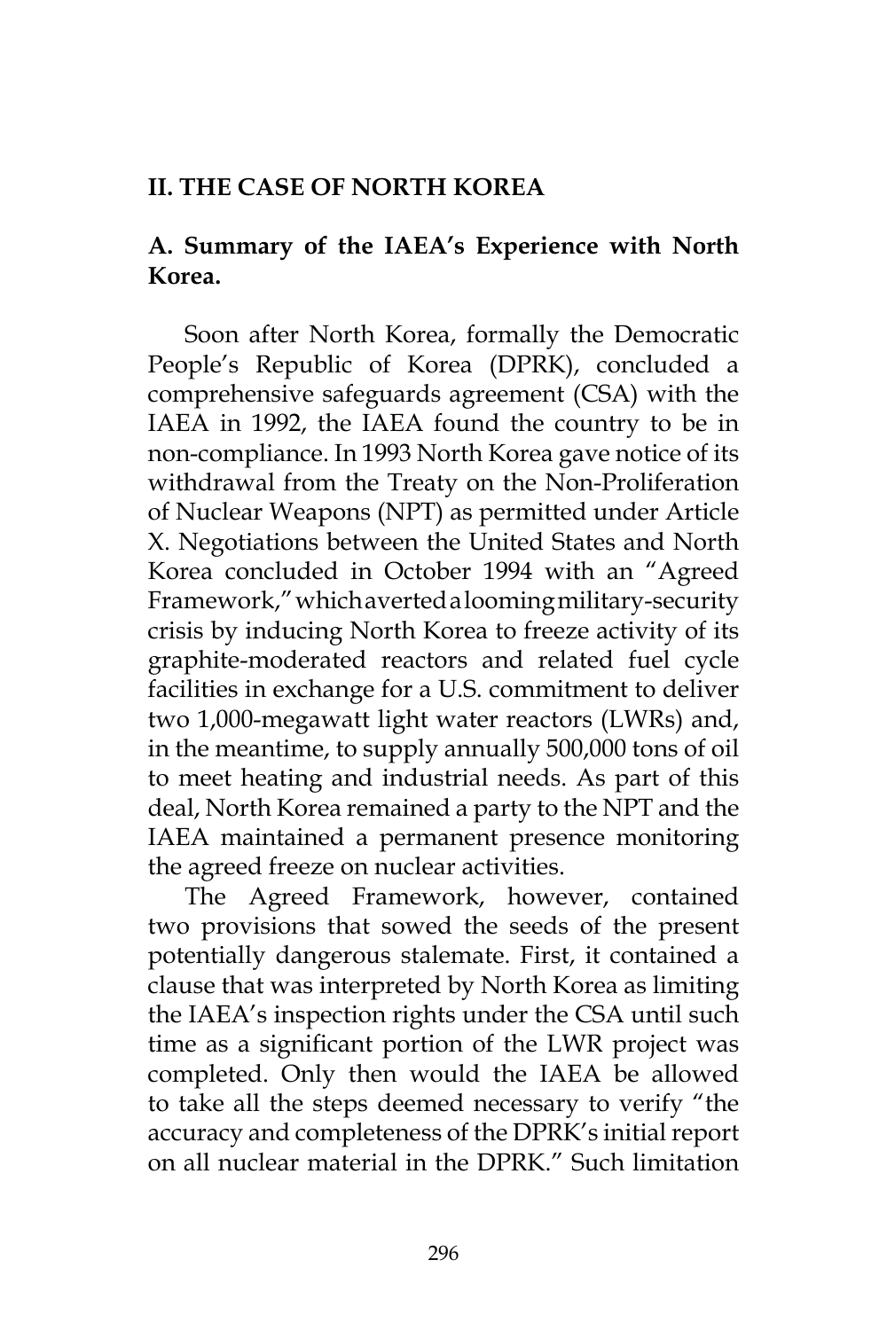## II. THE CASE OF NORTH KOREA

### A. Summary of the IAEA's Experience with North Korea.

Soon after North Korea, formally the Democratic People's Republic of Korea (DPRK), concluded a comprehensive safeguards agreement (CSA) with the IAEA in 1992, the IAEA found the country to be in non-compliance. In 1993 North Korea gave notice of its withdrawal from the Treaty on the Non-Proliferation of Nuclear Weapons (NPT) as permitted under Article X. Negotiations between the United States and North Korea concluded in October 1994 with an "Agreed Framework," which averted a looming military-security crisis by inducing North Korea to freeze activity of its graphite-moderated reactors and related fuel cycle facilities in exchange for a U.S. commitment to deliver two 1,000-megawatt light water reactors (LWRs) and, in the meantime, to supply annually 500,000 tons of oil to meet heating and industrial needs. As part of this deal, North Korea remained a party to the NPT and the IAEA maintained a permanent presence monitoring the agreed freeze on nuclear activities.

The Agreed Framework, however, contained two provisions that sowed the seeds of the present potentially dangerous stalemate. First, it contained a clause that was interpreted by North Korea as limiting the IAEA's inspection rights under the CSA until such time as a significant portion of the LWR project was completed. Only then would the IAEA be allowed to take all the steps deemed necessary to verify "the accuracy and completeness of the DPRK's initial report on all nuclear material in the DPRK." Such limitation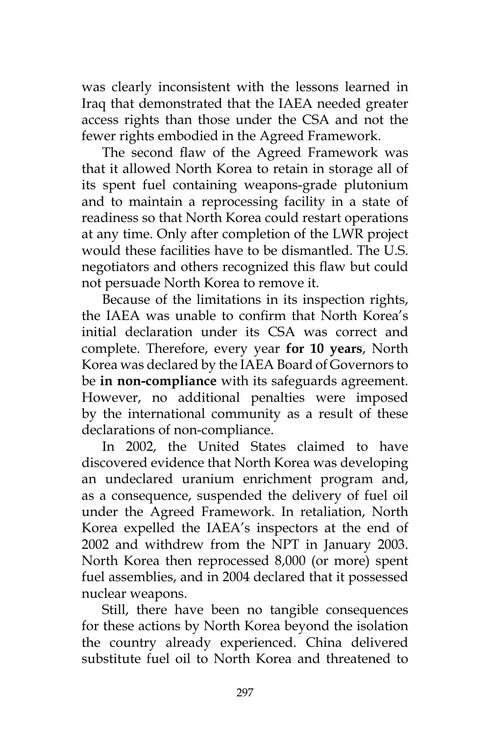was clearly inconsistent with the lessons learned in Iraq that demonstrated that the IAEA needed greater access rights than those under the CSA and not the fewer rights embodied in the Agreed Framework.

The second flaw of the Agreed Framework was that it allowed North Korea to retain in storage all of its spent fuel containing weapons-grade plutonium and to maintain a reprocessing facility in a state of readiness so that North Korea could restart operations at any time. Only after completion of the LWR project would these facilities have to be dismantled. The U.S. negotiators and others recognized this flaw but could not persuade North Korea to remove it.

Because of the limitations in its inspection rights, the IAEA was unable to confirm that North Korea's initial declaration under its CSA was correct and complete. Therefore, every year **for 10 years**, North Korea was declared by the IAEA Board of Governors to be **in non-compliance** with its safeguards agreement. However, no additional penalties were imposed by the international community as a result of these declarations of non-compliance.

In 2002, the United States claimed to have discovered evidence that North Korea was developing an undeclared uranium enrichment program and, as a consequence, suspended the delivery of fuel oil under the Agreed Framework. In retaliation, North Korea expelled the IAEA's inspectors at the end of 2002 and withdrew from the NPT in January 2003. North Korea then reprocessed 8,000 (or more) spent fuel assemblies, and in 2004 declared that it possessed nuclear weapons.

Still, there have been no tangible consequences for these actions by North Korea beyond the isolation the country already experienced. China delivered substitute fuel oil to North Korea and threatened to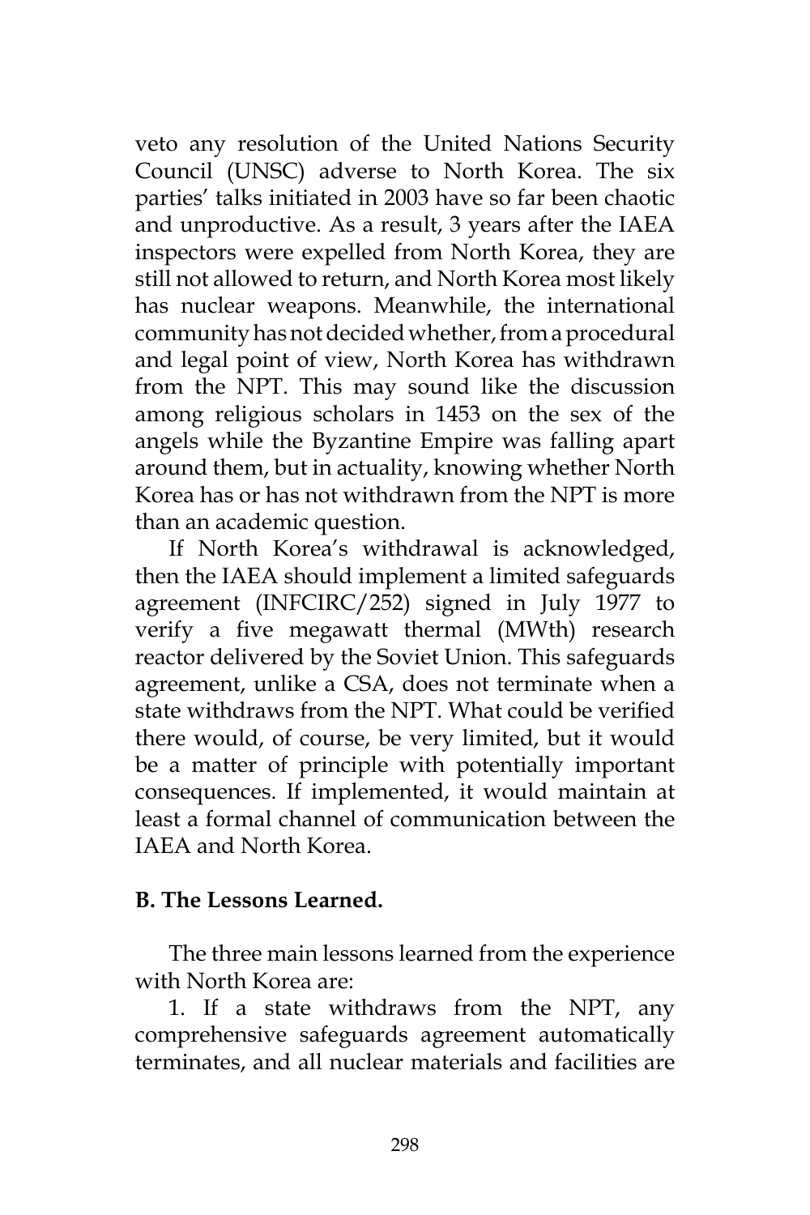veto any resolution of the United Nations Security Council (UNSC) adverse to North Korea. The six parties' talks initiated in 2003 have so far been chaotic and unproductive. As a result, 3 years after the IAEA inspectors were expelled from North Korea, they are still not allowed to return, and North Korea most likely has nuclear weapons. Meanwhile, the international community has not decided whether, from a procedural and legal point of view, North Korea has withdrawn from the NPT. This may sound like the discussion among religious scholars in 1453 on the sex of the angels while the Byzantine Empire was falling apart around them, but in actuality, knowing whether North Korea has or has not withdrawn from the NPT is more than an academic question.

If North Korea's withdrawal is acknowledged, then the IAEA should implement a limited safeguards agreement (INFCIRC/252) signed in July 1977 to verify a five megawatt thermal (MWth) research reactor delivered by the Soviet Union. This safeguards agreement, unlike a CSA, does not terminate when a state withdraws from the NPT. What could be verified there would, of course, be very limited, but it would be a matter of principle with potentially important consequences. If implemented, it would maintain at least a formal channel of communication between the IAEA and North Korea.

**B. The Lessons Learned.**

The three main lessons learned from the experience with North Korea are:

1. If a state withdraws from the NPT, any comprehensive safeguards agreement automatically terminates, and all nuclear materials and facilities are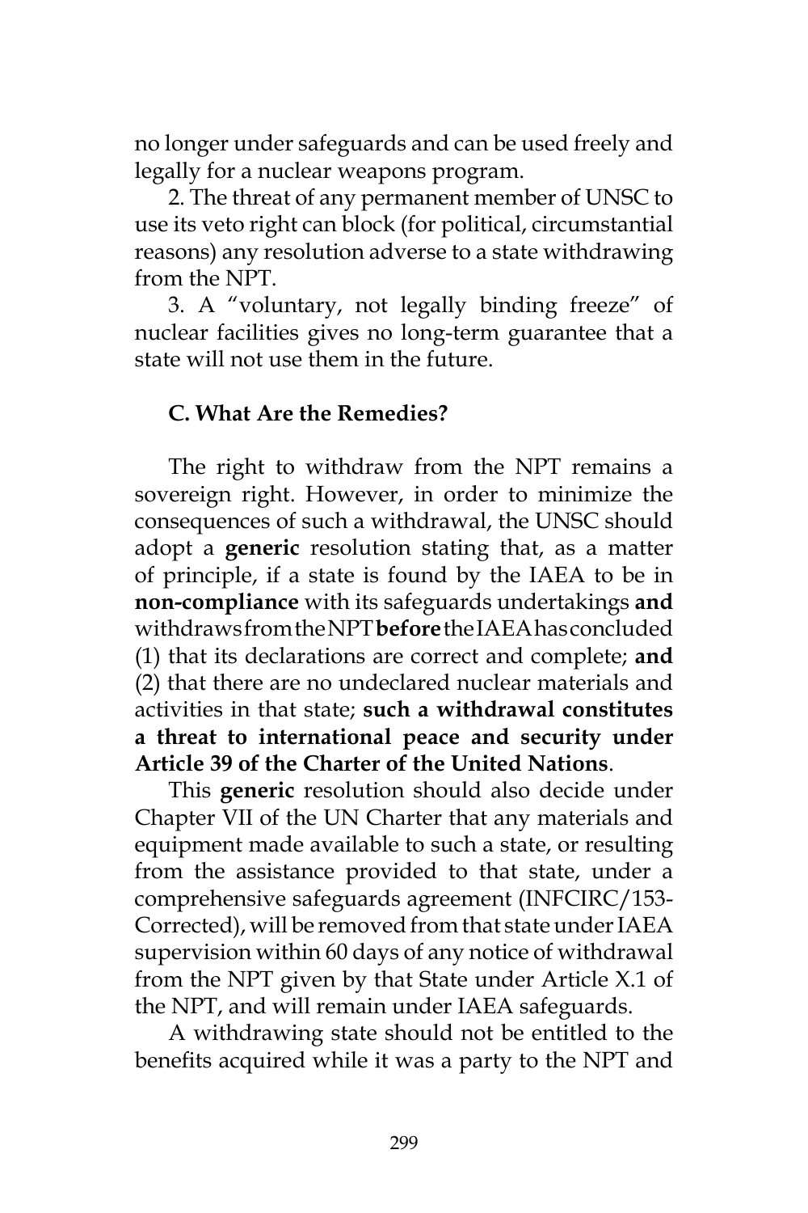no longer under safeguards and can be used freely and legally for a nuclear weapons program.

2. The threat of any permanent member of UNSC to use its veto right can block (for political, circumstantial reasons) any resolution adverse to a state withdrawing from the NPT.

3. A "voluntary, not legally binding freeze" of nuclear facilities gives no long-term guarantee that a state will not use them in the future.

### C. What Are the Remedies?

The right to withdraw from the NPT remains a sovereign right. However, in order to minimize the consequences of such a withdrawal, the UNSC should adopt a **generic** resolution stating that, as a matter of principle, if a state is found by the IAEA to be in **non-compliance** with its safeguards undertakings **and** withdraws from the NPT **before** the IAEA has concluded (1) that its declarations are correct and complete; **and** (2) that there are no undeclared nuclear materials and activities in that state; **such a withdrawal constitutes a threat to international peace and security under Article 39 of the Charter of the United Nations**.

This **generic** resolution should also decide under Chapter VII of the UN Charter that any materials and equipment made available to such a state, or resulting from the assistance provided to that state, under a comprehensive safeguards agreement (INFCIRC/153-Corrected), will be removed from that state under IAEA supervision within 60 days of any notice of withdrawal from the NPT given by that State under Article X.1 of the NPT, and will remain under IAEA safeguards.

A withdrawing state should not be entitled to the benefits acquired while it was a party to the NPT and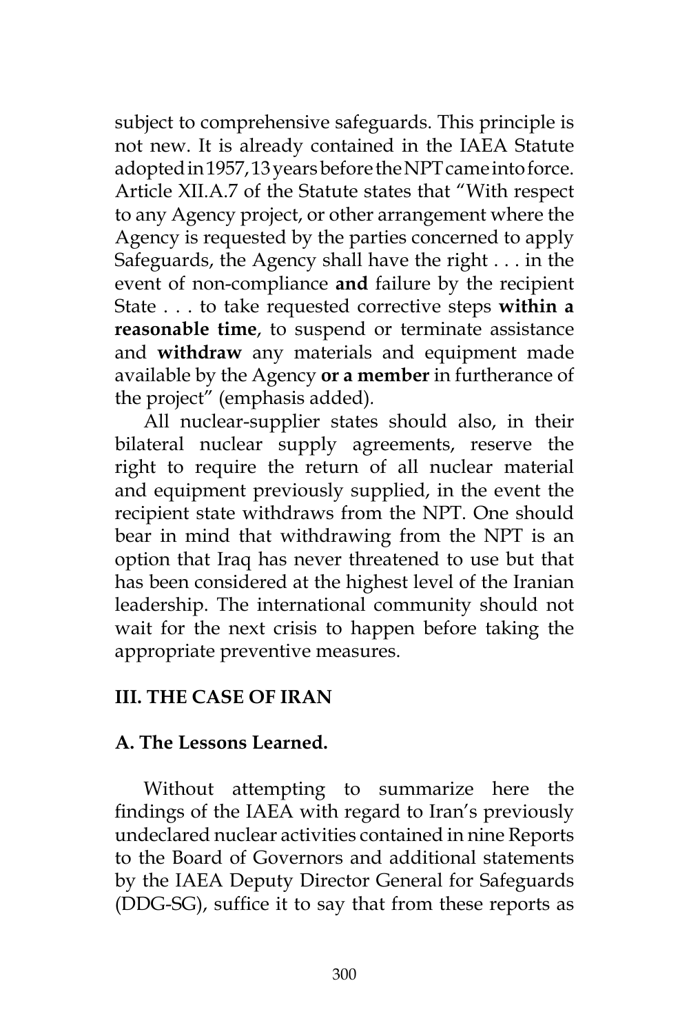subject to comprehensive safeguards. This principle is not new. It is already contained in the IAEA Statute adopted in 1957, 13 years before the NPT came into force. Article XII.A.7 of the Statute states that "With respect to any Agency project, or other arrangement where the Agency is requested by the parties concerned to apply Safeguards, the Agency shall have the right . . . in the event of non-compliance **and** failure by the recipient State . . . to take requested corrective steps **within a reasonable time**, to suspend or terminate assistance and **withdraw** any materials and equipment made available by the Agency **or a member** in furtherance of the project" (emphasis added).

All nuclear-supplier states should also, in their bilateral nuclear supply agreements, reserve the right to require the return of all nuclear material and equipment previously supplied, in the event the recipient state withdraws from the NPT. One should bear in mind that withdrawing from the NPT is an option that Iraq has never threatened to use but that has been considered at the highest level of the Iranian leadership. The international community should not wait for the next crisis to happen before taking the appropriate preventive measures.

## III. THE CASE OF IRAN

### A. The Lessons Learned.

Without attempting to summarize here the findings of the IAEA with regard to Iran's previously undeclared nuclear activities contained in nine Reports to the Board of Governors and additional statements by the IAEA Deputy Director General for Safeguards (DDG-SG), suffice it to say that from these reports as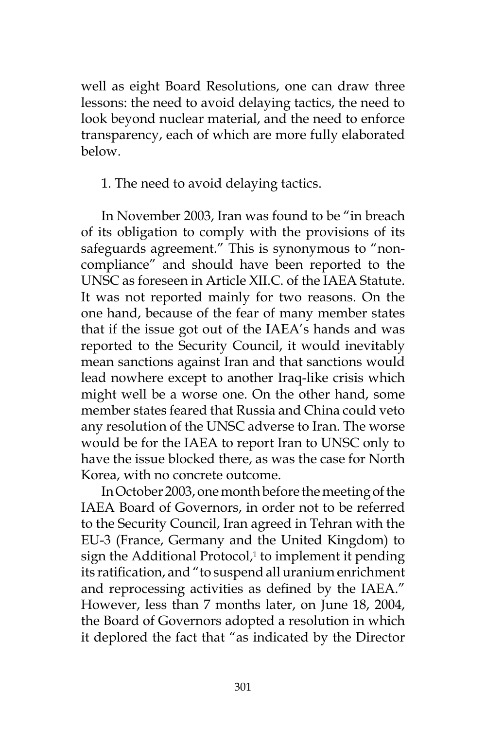well as eight Board Resolutions, one can draw three lessons: the need to avoid delaying tactics, the need to look beyond nuclear material, and the need to enforce transparency, each of which are more fully elaborated below.

1. The need to avoid delaying tactics.

In November 2003, Iran was found to be "in breach of its obligation to comply with the provisions of its safeguards agreement." This is synonymous to "non-compliance" and should have been reported to the UNSC as foreseen in Article XII.C. of the IAEA Statute. It was not reported mainly for two reasons. On the one hand, because of the fear of many member states that if the issue got out of the IAEA's hands and was reported to the Security Council, it would inevitably mean sanctions against Iran and that sanctions would lead nowhere except to another Iraq-like crisis which might well be a worse one. On the other hand, some member states feared that Russia and China could veto any resolution of the UNSC adverse to Iran. The worse would be for the IAEA to report Iran to UNSC only to have the issue blocked there, as was the case for North Korea, with no concrete outcome.

In October 2003, one month before the meeting of the IAEA Board of Governors, in order not to be referred to the Security Council, Iran agreed in Tehran with the EU-3 (France, Germany and the United Kingdom) to sign the Additional Protocol,[1] to implement it pending its ratification, and "to suspend all uranium enrichment and reprocessing activities as defined by the IAEA." However, less than 7 months later, on June 18, 2004, the Board of Governors adopted a resolution in which it deplored the fact that "as indicated by the Director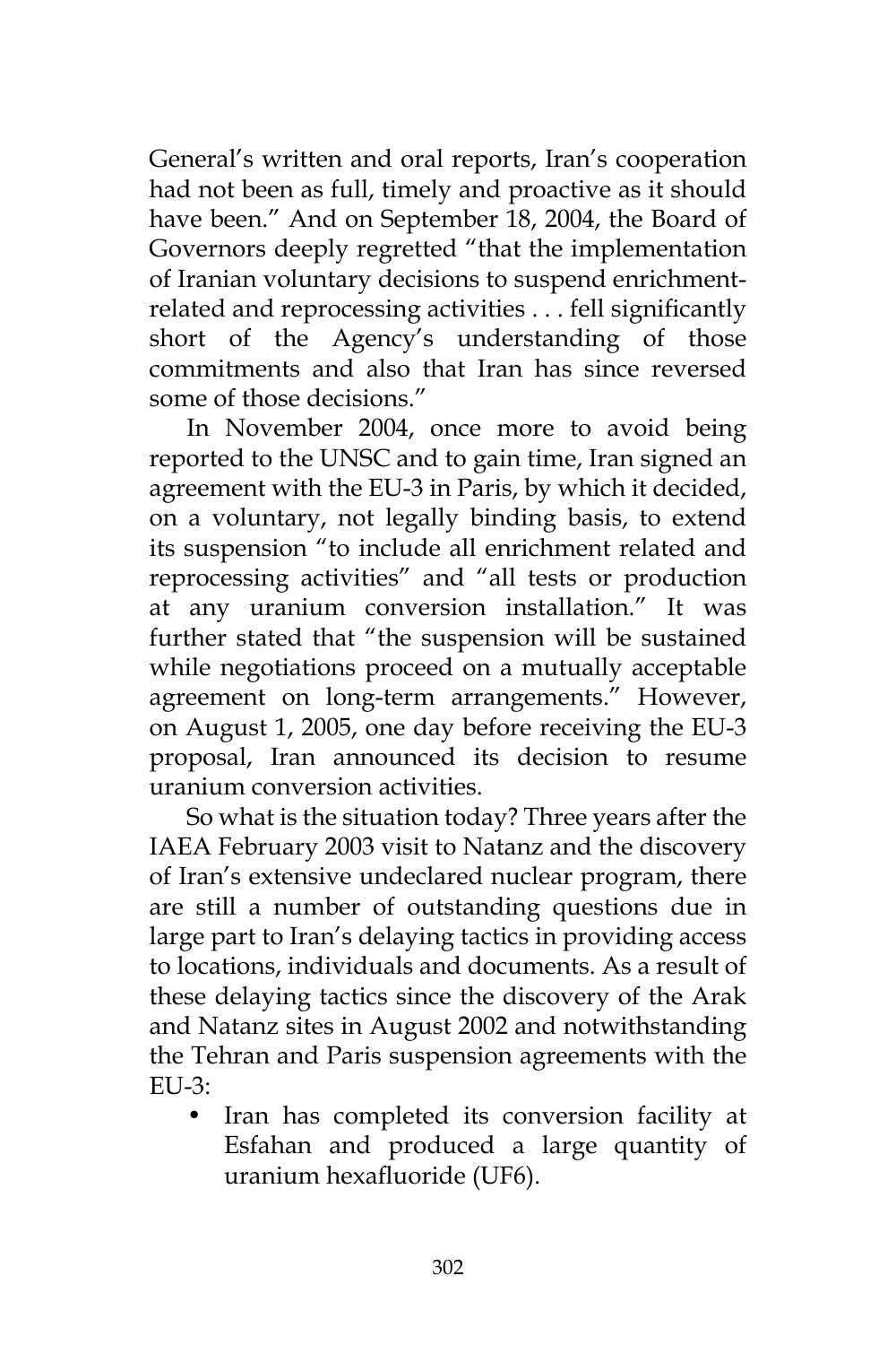General's written and oral reports, Iran's cooperation had not been as full, timely and proactive as it should have been." And on September 18, 2004, the Board of Governors deeply regretted "that the implementation of Iranian voluntary decisions to suspend enrichment-related and reprocessing activities . . . fell significantly short of the Agency's understanding of those commitments and also that Iran has since reversed some of those decisions."

In November 2004, once more to avoid being reported to the UNSC and to gain time, Iran signed an agreement with the EU-3 in Paris, by which it decided, on a voluntary, not legally binding basis, to extend its suspension "to include all enrichment related and reprocessing activities" and "all tests or production at any uranium conversion installation." It was further stated that "the suspension will be sustained while negotiations proceed on a mutually acceptable agreement on long-term arrangements." However, on August 1, 2005, one day before receiving the EU-3 proposal, Iran announced its decision to resume uranium conversion activities.

So what is the situation today? Three years after the IAEA February 2003 visit to Natanz and the discovery of Iran's extensive undeclared nuclear program, there are still a number of outstanding questions due in large part to Iran's delaying tactics in providing access to locations, individuals and documents. As a result of these delaying tactics since the discovery of the Arak and Natanz sites in August 2002 and notwithstanding the Tehran and Paris suspension agreements with the EU-3:

- Iran has completed its conversion facility at Esfahan and produced a large quantity of uranium hexafluoride ($UF_6$).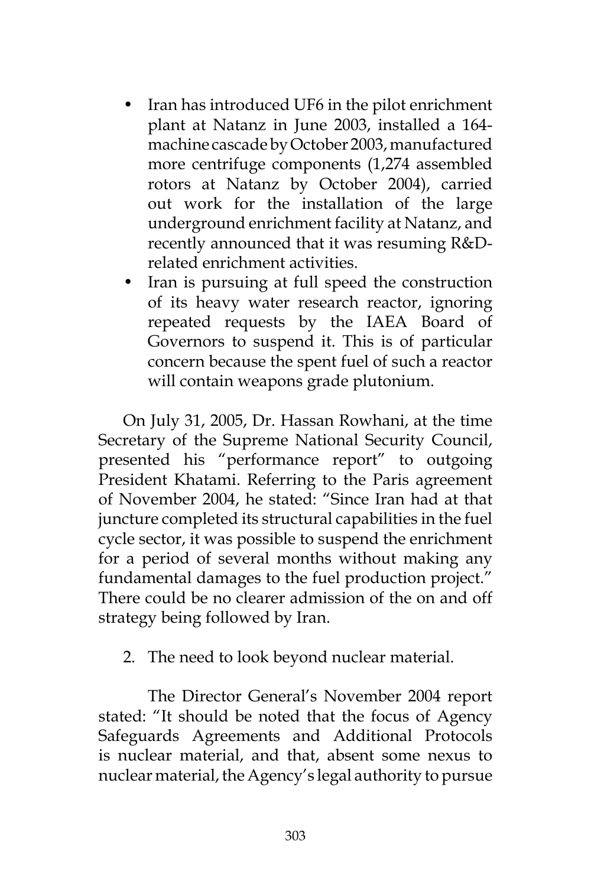- Iran has introduced UF6 in the pilot enrichment plant at Natanz in June 2003, installed a 164-machine cascade by October 2003, manufactured more centrifuge components (1,274 assembled rotors at Natanz by October 2004), carried out work for the installation of the large underground enrichment facility at Natanz, and recently announced that it was resuming R&D-related enrichment activities.
- Iran is pursuing at full speed the construction of its heavy water research reactor, ignoring repeated requests by the IAEA Board of Governors to suspend it. This is of particular concern because the spent fuel of such a reactor will contain weapons grade plutonium.

On July 31, 2005, Dr. Hassan Rowhani, at the time Secretary of the Supreme National Security Council, presented his "performance report" to outgoing President Khatami. Referring to the Paris agreement of November 2004, he stated: "Since Iran had at that juncture completed its structural capabilities in the fuel cycle sector, it was possible to suspend the enrichment for a period of several months without making any fundamental damages to the fuel production project." There could be no clearer admission of the on and off strategy being followed by Iran.

2. The need to look beyond nuclear material.

The Director General's November 2004 report stated: "It should be noted that the focus of Agency Safeguards Agreements and Additional Protocols is nuclear material, and that, absent some nexus to nuclear material, the Agency's legal authority to pursue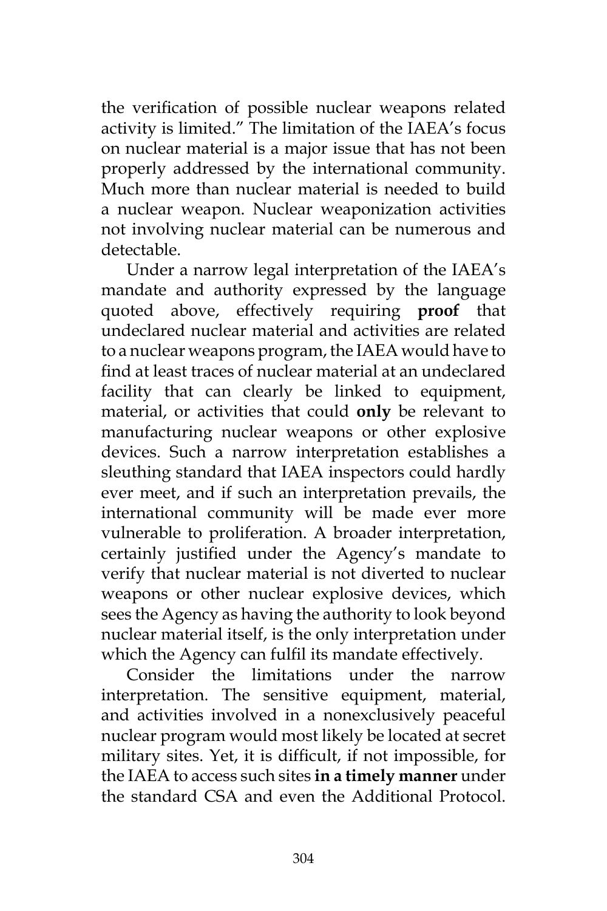the verification of possible nuclear weapons related activity is limited." The limitation of the IAEA's focus on nuclear material is a major issue that has not been properly addressed by the international community. Much more than nuclear material is needed to build a nuclear weapon. Nuclear weaponization activities not involving nuclear material can be numerous and detectable.

Under a narrow legal interpretation of the IAEA's mandate and authority expressed by the language quoted above, effectively requiring **proof** that undeclared nuclear material and activities are related to a nuclear weapons program, the IAEA would have to find at least traces of nuclear material at an undeclared facility that can clearly be linked to equipment, material, or activities that could **only** be relevant to manufacturing nuclear weapons or other explosive devices. Such a narrow interpretation establishes a sleuthing standard that IAEA inspectors could hardly ever meet, and if such an interpretation prevails, the international community will be made ever more vulnerable to proliferation. A broader interpretation, certainly justified under the Agency's mandate to verify that nuclear material is not diverted to nuclear weapons or other nuclear explosive devices, which sees the Agency as having the authority to look beyond nuclear material itself, is the only interpretation under which the Agency can fulfil its mandate effectively.

Consider the limitations under the narrow interpretation. The sensitive equipment, material, and activities involved in a nonexclusively peaceful nuclear program would most likely be located at secret military sites. Yet, it is difficult, if not impossible, for the IAEA to access such sites **in a timely manner** under the standard CSA and even the Additional Protocol.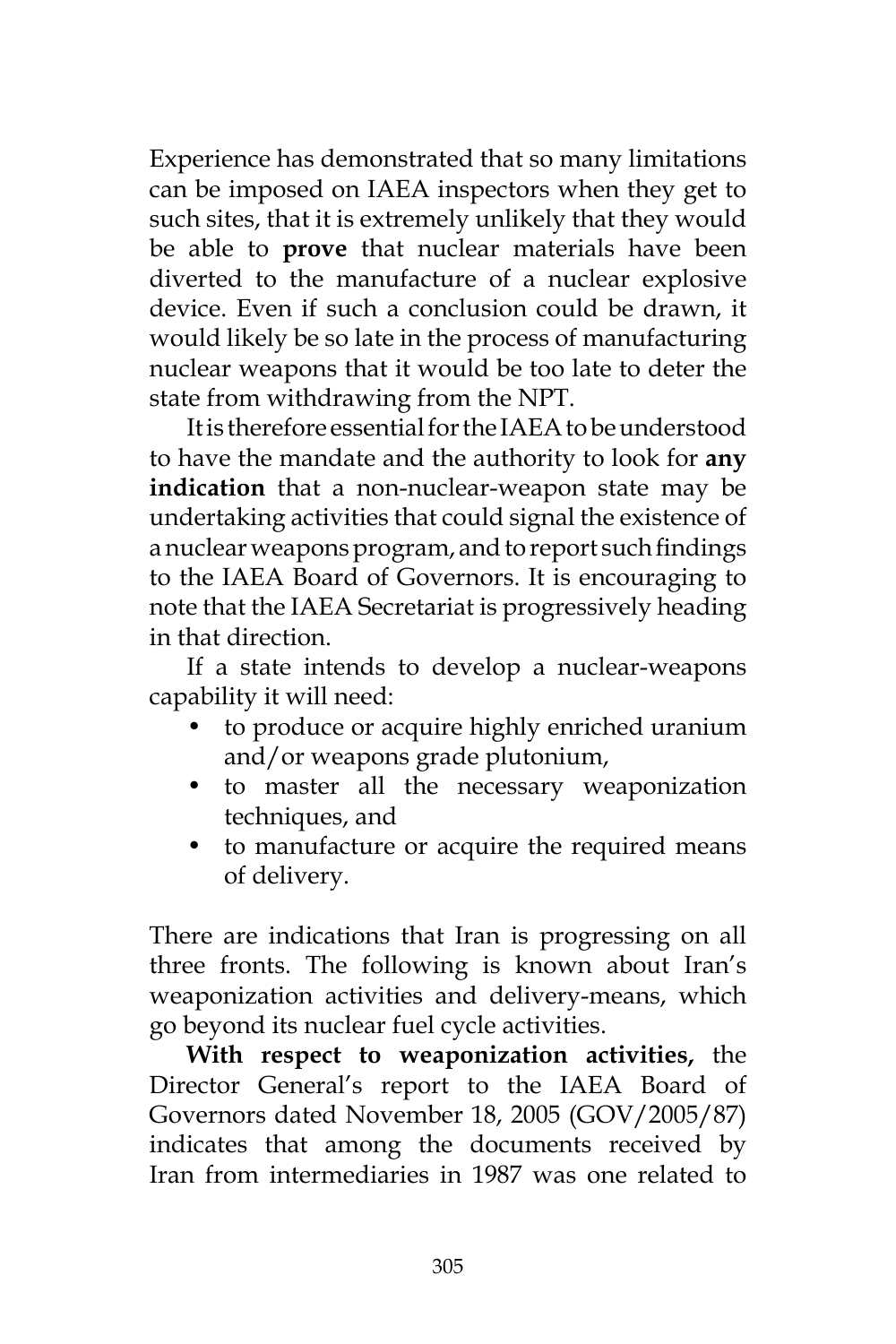Experience has demonstrated that so many limitations can be imposed on IAEA inspectors when they get to such sites, that it is extremely unlikely that they would be able to **prove** that nuclear materials have been diverted to the manufacture of a nuclear explosive device. Even if such a conclusion could be drawn, it would likely be so late in the process of manufacturing nuclear weapons that it would be too late to deter the state from withdrawing from the NPT.

It is therefore essential for the IAEA to be understood to have the mandate and the authority to look for **any indication** that a non-nuclear-weapon state may be undertaking activities that could signal the existence of a nuclear weapons program, and to report such findings to the IAEA Board of Governors. It is encouraging to note that the IAEA Secretariat is progressively heading in that direction.

If a state intends to develop a nuclear-weapons capability it will need:

- to produce or acquire highly enriched uranium and/or weapons grade plutonium,
- to master all the necessary weaponization techniques, and
- to manufacture or acquire the required means of delivery.

There are indications that Iran is progressing on all three fronts. The following is known about Iran's weaponization activities and delivery-means, which go beyond its nuclear fuel cycle activities.

**With respect to weaponization activities,** the Director General's report to the IAEA Board of Governors dated November 18, 2005 (GOV/2005/87) indicates that among the documents received by Iran from intermediaries in 1987 was one related to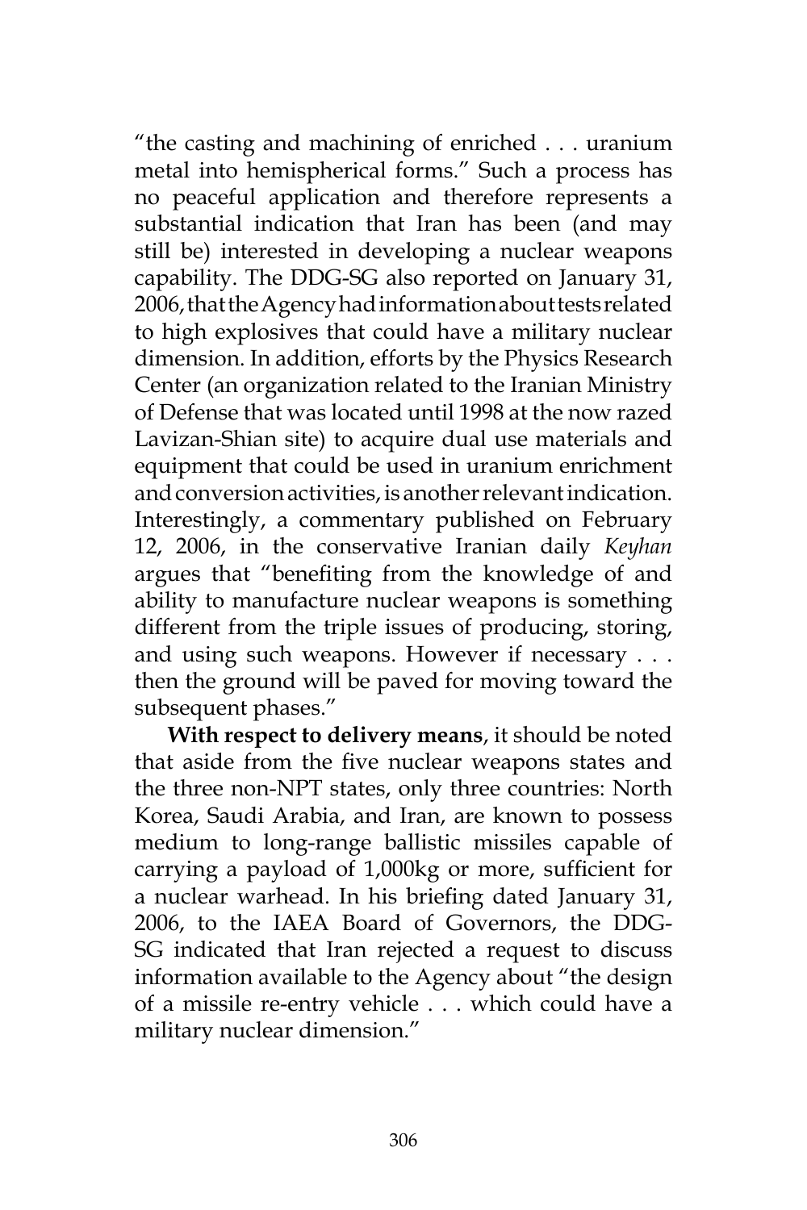"the casting and machining of enriched . . . uranium metal into hemispherical forms." Such a process has no peaceful application and therefore represents a substantial indication that Iran has been (and may still be) interested in developing a nuclear weapons capability. The DDG-SG also reported on January 31, 2006, that the Agency had information about tests related to high explosives that could have a military nuclear dimension. In addition, efforts by the Physics Research Center (an organization related to the Iranian Ministry of Defense that was located until 1998 at the now razed Lavizan-Shian site) to acquire dual use materials and equipment that could be used in uranium enrichment and conversion activities, is another relevant indication. Interestingly, a commentary published on February 12, 2006, in the conservative Iranian daily *Keyhan* argues that "benefiting from the knowledge of and ability to manufacture nuclear weapons is something different from the triple issues of producing, storing, and using such weapons. However if necessary . . . then the ground will be paved for moving toward the subsequent phases."

**With respect to delivery means**, it should be noted that aside from the five nuclear weapons states and the three non-NPT states, only three countries: North Korea, Saudi Arabia, and Iran, are known to possess medium to long-range ballistic missiles capable of carrying a payload of 1,000kg or more, sufficient for a nuclear warhead. In his briefing dated January 31, 2006, to the IAEA Board of Governors, the DDG-SG indicated that Iran rejected a request to discuss information available to the Agency about "the design of a missile re-entry vehicle . . . which could have a military nuclear dimension."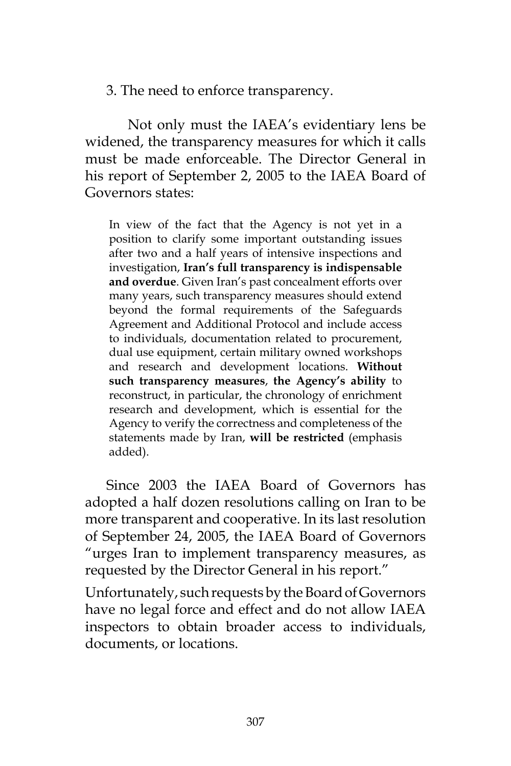3. The need to enforce transparency.

Not only must the IAEA's evidentiary lens be widened, the transparency measures for which it calls must be made enforceable. The Director General in his report of September 2, 2005 to the IAEA Board of Governors states:

> In view of the fact that the Agency is not yet in a position to clarify some important outstanding issues after two and a half years of intensive inspections and investigation, **Iran's full transparency is indispensable and overdue**. Given Iran's past concealment efforts over many years, such transparency measures should extend beyond the formal requirements of the Safeguards Agreement and Additional Protocol and include access to individuals, documentation related to procurement, dual use equipment, certain military owned workshops and research and development locations. **Without such transparency measures**, **the Agency's ability** to reconstruct, in particular, the chronology of enrichment research and development, which is essential for the Agency to verify the correctness and completeness of the statements made by Iran, **will be restricted** (emphasis added).

Since 2003 the IAEA Board of Governors has adopted a half dozen resolutions calling on Iran to be more transparent and cooperative. In its last resolution of September 24, 2005, the IAEA Board of Governors "urges Iran to implement transparency measures, as requested by the Director General in his report."

Unfortunately, such requests by the Board of Governors have no legal force and effect and do not allow IAEA inspectors to obtain broader access to individuals, documents, or locations.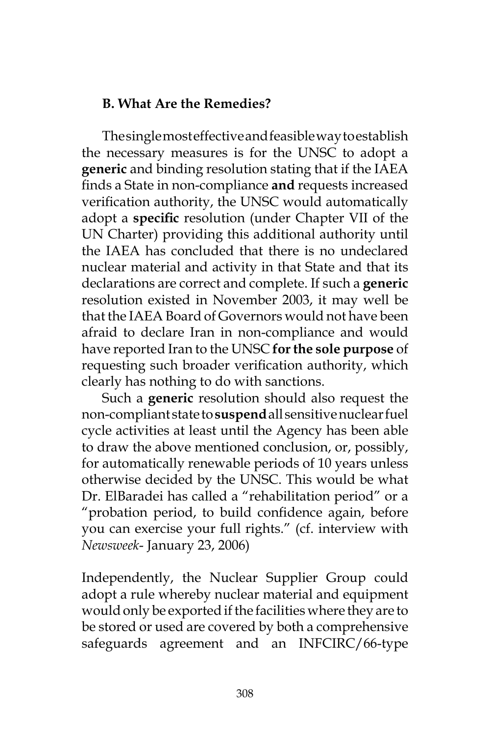### B. What Are the Remedies?

The single most effective and feasible way to establish the necessary measures is for the UNSC to adopt a **generic** and binding resolution stating that if the IAEA finds a State in non-compliance **and** requests increased verification authority, the UNSC would automatically adopt a **specific** resolution (under Chapter VII of the UN Charter) providing this additional authority until the IAEA has concluded that there is no undeclared nuclear material and activity in that State and that its declarations are correct and complete. If such a **generic** resolution existed in November 2003, it may well be that the IAEA Board of Governors would not have been afraid to declare Iran in non-compliance and would have reported Iran to the UNSC **for the sole purpose** of requesting such broader verification authority, which clearly has nothing to do with sanctions.

Such a **generic** resolution should also request the non-compliant state to **suspend** all sensitive nuclear fuel cycle activities at least until the Agency has been able to draw the above mentioned conclusion, or, possibly, for automatically renewable periods of 10 years unless otherwise decided by the UNSC. This would be what Dr. ElBaradei has called a "rehabilitation period" or a "probation period, to build confidence again, before you can exercise your full rights." (cf. interview with *Newsweek*- January 23, 2006)

Independently, the Nuclear Supplier Group could adopt a rule whereby nuclear material and equipment would only be exported if the facilities where they are to be stored or used are covered by both a comprehensive safeguards agreement and an INFCIRC/66-type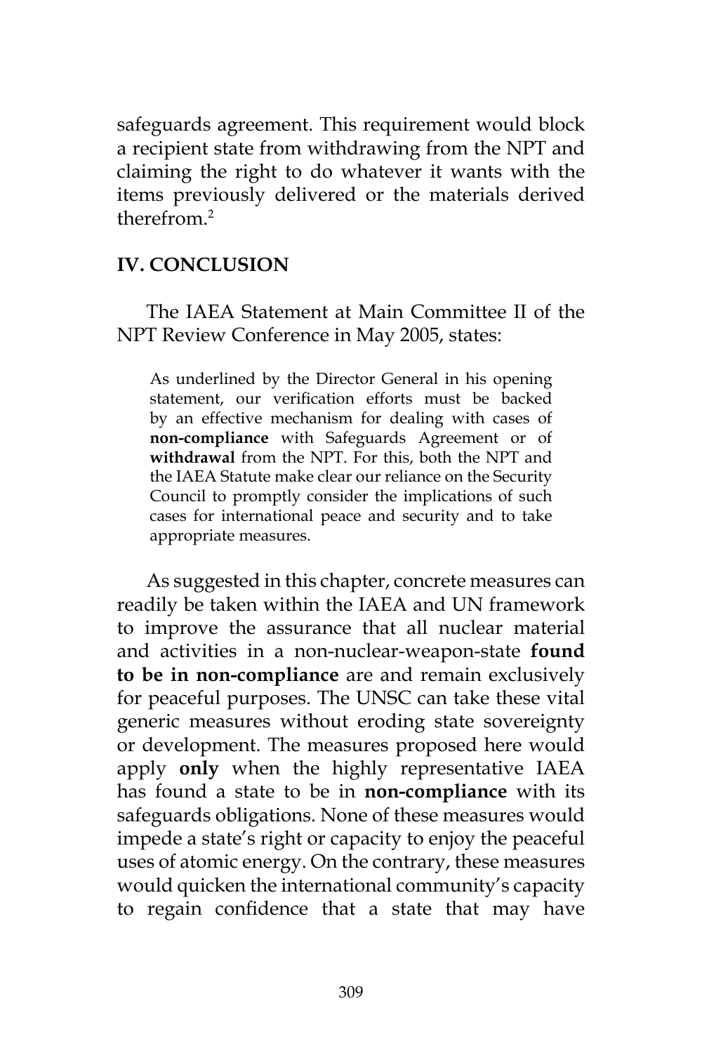safeguards agreement. This requirement would block a recipient state from withdrawing from the NPT and claiming the right to do whatever it wants with the items previously delivered or the materials derived therefrom.[2]

## IV. CONCLUSION

The IAEA Statement at Main Committee II of the NPT Review Conference in May 2005, states:

> As underlined by the Director General in his opening statement, our verification efforts must be backed by an effective mechanism for dealing with cases of **non-compliance** with Safeguards Agreement or of **withdrawal** from the NPT. For this, both the NPT and the IAEA Statute make clear our reliance on the Security Council to promptly consider the implications of such cases for international peace and security and to take appropriate measures.

As suggested in this chapter, concrete measures can readily be taken within the IAEA and UN framework to improve the assurance that all nuclear material and activities in a non-nuclear-weapon-state **found to be in non-compliance** are and remain exclusively for peaceful purposes. The UNSC can take these vital generic measures without eroding state sovereignty or development. The measures proposed here would apply **only** when the highly representative IAEA has found a state to be in **non-compliance** with its safeguards obligations. None of these measures would impede a state's right or capacity to enjoy the peaceful uses of atomic energy. On the contrary, these measures would quicken the international community's capacity to regain confidence that a state that may have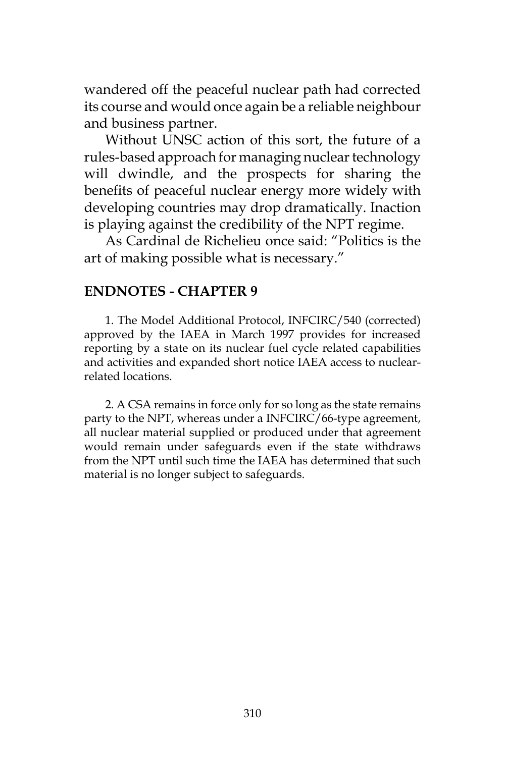wandered off the peaceful nuclear path had corrected its course and would once again be a reliable neighbour and business partner.

Without UNSC action of this sort, the future of a rules-based approach for managing nuclear technology will dwindle, and the prospects for sharing the benefits of peaceful nuclear energy more widely with developing countries may drop dramatically. Inaction is playing against the credibility of the NPT regime.

As Cardinal de Richelieu once said: "Politics is the art of making possible what is necessary."

## ENDNOTES - CHAPTER 9

1. The Model Additional Protocol, INFCIRC/540 (corrected) approved by the IAEA in March 1997 provides for increased reporting by a state on its nuclear fuel cycle related capabilities and activities and expanded short notice IAEA access to nuclear-related locations.

2. A CSA remains in force only for so long as the state remains party to the NPT, whereas under a INFCIRC/66-type agreement, all nuclear material supplied or produced under that agreement would remain under safeguards even if the state withdraws from the NPT until such time the IAEA has determined that such material is no longer subject to safeguards.